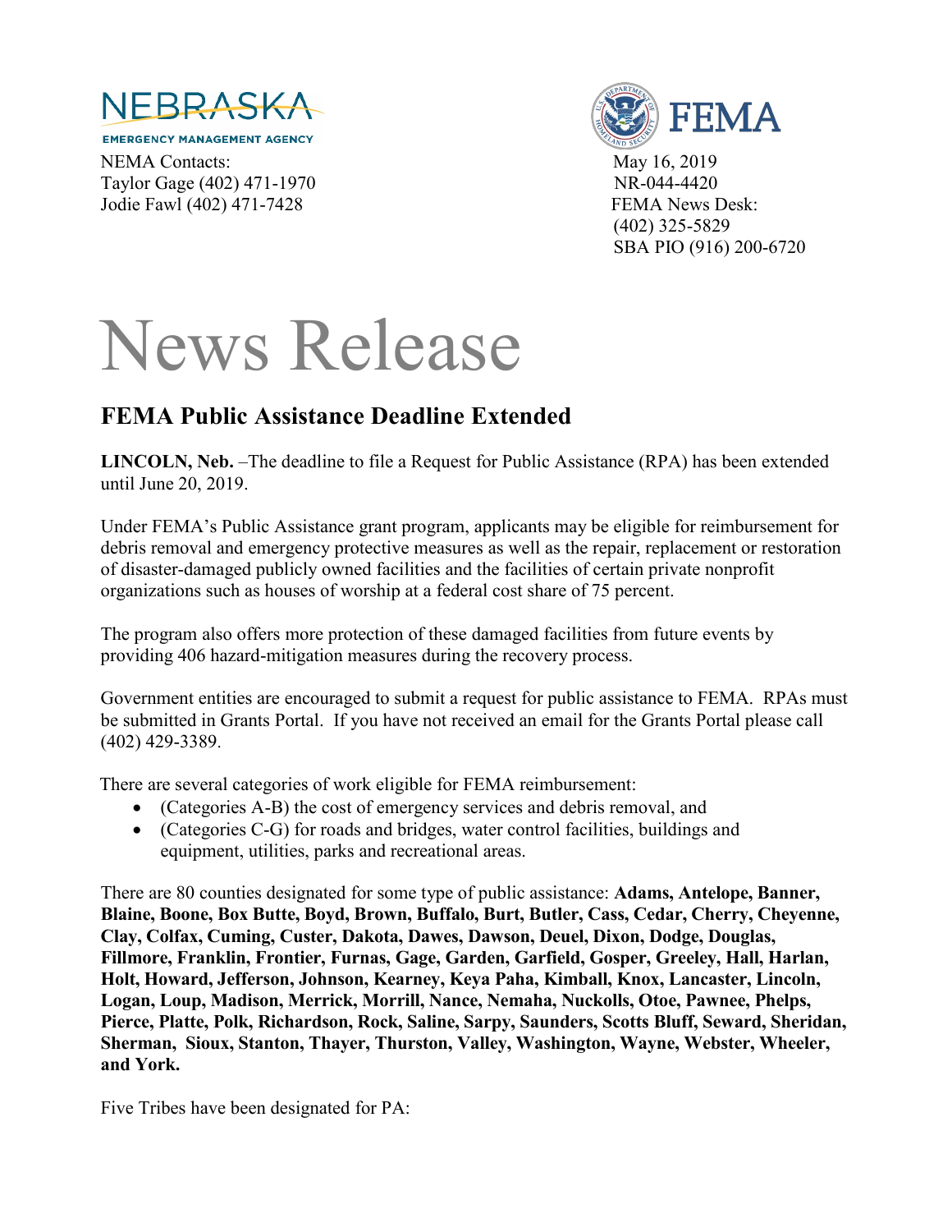NEBRASKA
EMERGENCY MANAGEMENT AGENCY

NEMA Contacts:
Taylor Gage (402) 471-1970
Jodie Fawl (402) 471-7428

FEMA

May 16, 2019
NR-044-4420
FEMA News Desk:
(402) 325-5829
SBA PIO (916) 200-6720

# News Release

## FEMA Public Assistance Deadline Extended

**LINCOLN, Neb.** –The deadline to file a Request for Public Assistance (RPA) has been extended until June 20, 2019.

Under FEMA's Public Assistance grant program, applicants may be eligible for reimbursement for debris removal and emergency protective measures as well as the repair, replacement or restoration of disaster-damaged publicly owned facilities and the facilities of certain private nonprofit organizations such as houses of worship at a federal cost share of 75 percent.

The program also offers more protection of these damaged facilities from future events by providing 406 hazard-mitigation measures during the recovery process.

Government entities are encouraged to submit a request for public assistance to FEMA. RPAs must be submitted in Grants Portal. If you have not received an email for the Grants Portal please call (402) 429-3389.

There are several categories of work eligible for FEMA reimbursement:

- (Categories A-B) the cost of emergency services and debris removal, and
- (Categories C-G) for roads and bridges, water control facilities, buildings and equipment, utilities, parks and recreational areas.

There are 80 counties designated for some type of public assistance: **Adams, Antelope, Banner, Blaine, Boone, Box Butte, Boyd, Brown, Buffalo, Burt, Butler, Cass, Cedar, Cherry, Cheyenne, Clay, Colfax, Cuming, Custer, Dakota, Dawes, Dawson, Deuel, Dixon, Dodge, Douglas, Fillmore, Franklin, Frontier, Furnas, Gage, Garden, Garfield, Gosper, Greeley, Hall, Harlan, Holt, Howard, Jefferson, Johnson, Kearney, Keya Paha, Kimball, Knox, Lancaster, Lincoln, Logan, Loup, Madison, Merrick, Morrill, Nance, Nemaha, Nuckolls, Otoe, Pawnee, Phelps, Pierce, Platte, Polk, Richardson, Rock, Saline, Sarpy, Saunders, Scotts Bluff, Seward, Sheridan, Sherman, Sioux, Stanton, Thayer, Thurston, Valley, Washington, Wayne, Webster, Wheeler, and York.**

Five Tribes have been designated for PA: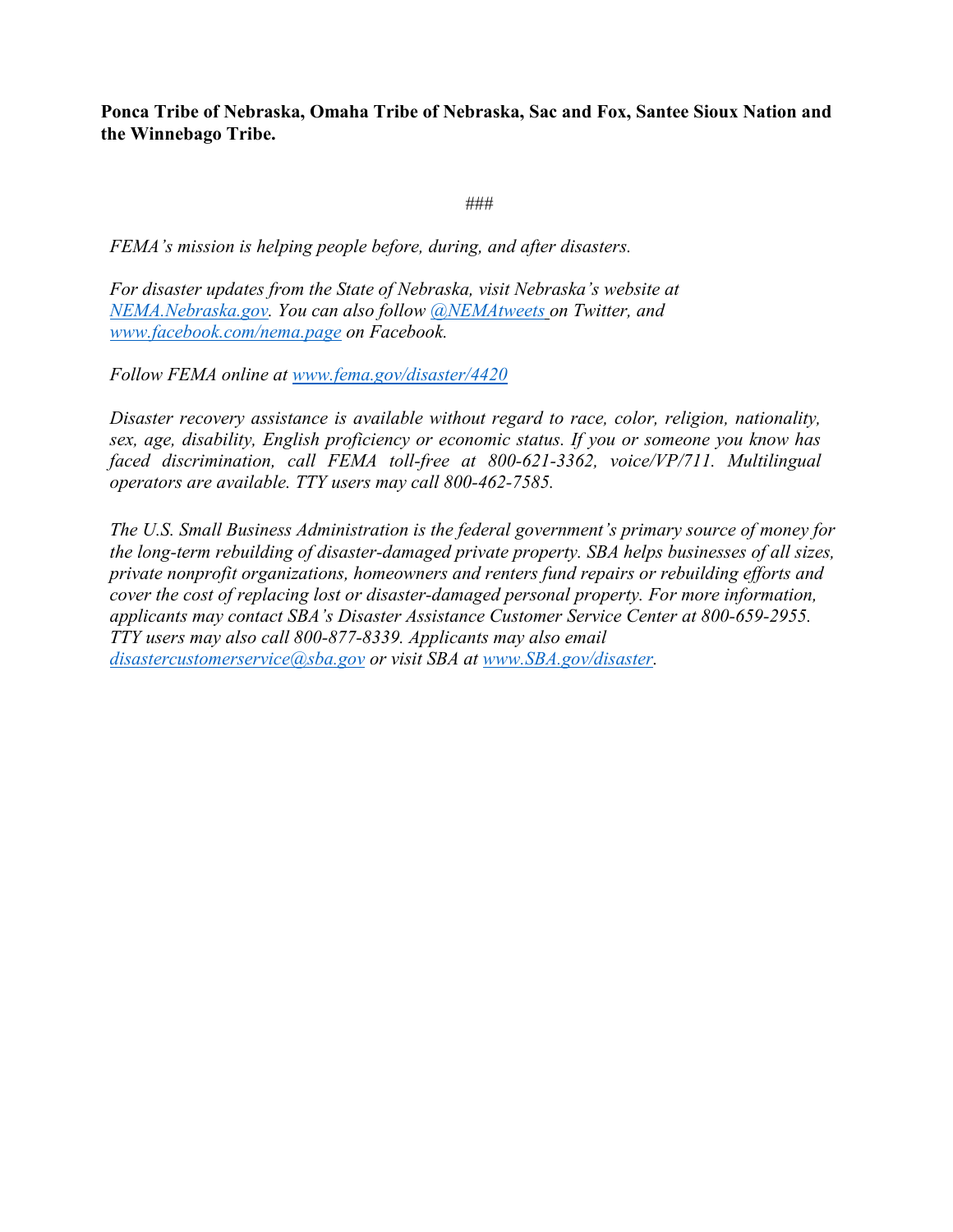**Ponca Tribe of Nebraska, Omaha Tribe of Nebraska, Sac and Fox, Santee Sioux Nation and the Winnebago Tribe.**

###

*FEMA's mission is helping people before, during, and after disasters.*

*For disaster updates from the State of Nebraska, visit Nebraska's website at NEMA.Nebraska.gov. You can also follow @NEMAtweets on Twitter, and www.facebook.com/nema.page on Facebook.*

*Follow FEMA online at www.fema.gov/disaster/4420*

*Disaster recovery assistance is available without regard to race, color, religion, nationality, sex, age, disability, English proficiency or economic status. If you or someone you know has faced discrimination, call FEMA toll-free at 800-621-3362, voice/VP/711. Multilingual operators are available. TTY users may call 800-462-7585.*

*The U.S. Small Business Administration is the federal government's primary source of money for the long-term rebuilding of disaster-damaged private property. SBA helps businesses of all sizes, private nonprofit organizations, homeowners and renters fund repairs or rebuilding efforts and cover the cost of replacing lost or disaster-damaged personal property. For more information, applicants may contact SBA's Disaster Assistance Customer Service Center at 800-659-2955. TTY users may also call 800-877-8339. Applicants may also email disastercustomerservice@sba.gov or visit SBA at www.SBA.gov/disaster.*